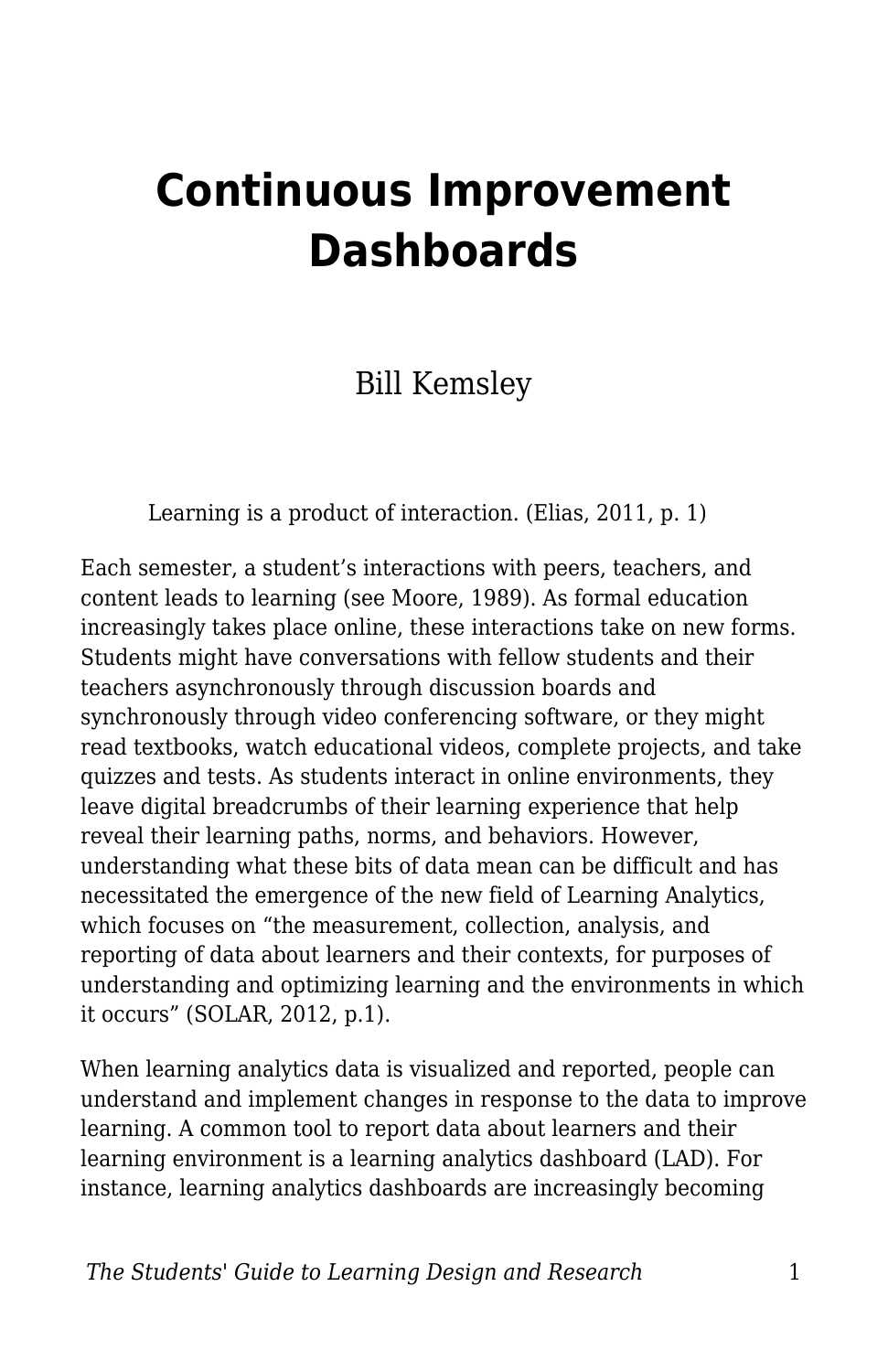# Continuous Improvement Dashboards

Bill Kemsley

> Learning is a product of interaction. (Elias, 2011, p. 1)

Each semester, a student's interactions with peers, teachers, and content leads to learning (see Moore, 1989). As formal education increasingly takes place online, these interactions take on new forms. Students might have conversations with fellow students and their teachers asynchronously through discussion boards and synchronously through video conferencing software, or they might read textbooks, watch educational videos, complete projects, and take quizzes and tests. As students interact in online environments, they leave digital breadcrumbs of their learning experience that help reveal their learning paths, norms, and behaviors. However, understanding what these bits of data mean can be difficult and has necessitated the emergence of the new field of Learning Analytics, which focuses on "the measurement, collection, analysis, and reporting of data about learners and their contexts, for purposes of understanding and optimizing learning and the environments in which it occurs" (SOLAR, 2012, p.1).

When learning analytics data is visualized and reported, people can understand and implement changes in response to the data to improve learning. A common tool to report data about learners and their learning environment is a learning analytics dashboard (LAD). For instance, learning analytics dashboards are increasingly becoming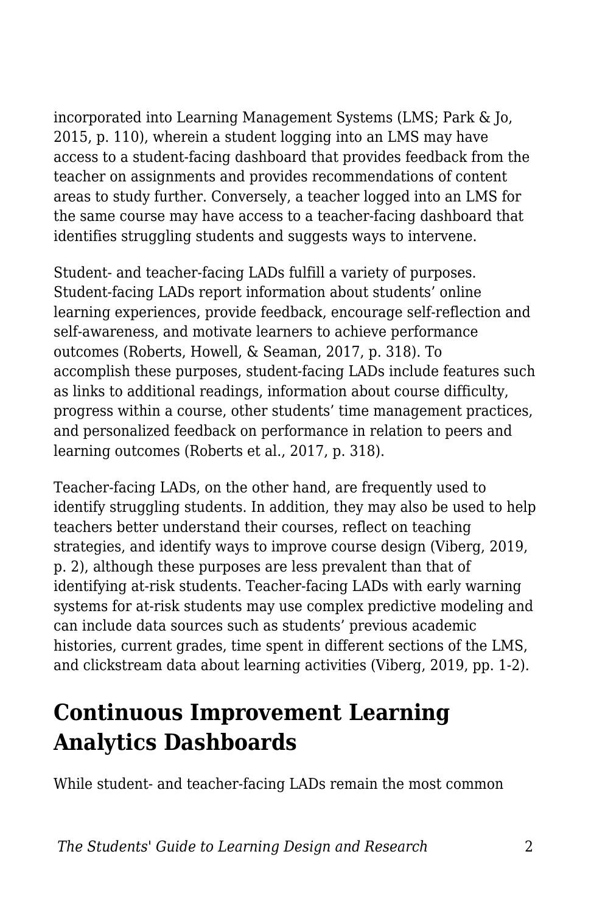incorporated into Learning Management Systems (LMS; Park & Jo, 2015, p. 110), wherein a student logging into an LMS may have access to a student-facing dashboard that provides feedback from the teacher on assignments and provides recommendations of content areas to study further. Conversely, a teacher logged into an LMS for the same course may have access to a teacher-facing dashboard that identifies struggling students and suggests ways to intervene.

Student- and teacher-facing LADs fulfill a variety of purposes. Student-facing LADs report information about students' online learning experiences, provide feedback, encourage self-reflection and self-awareness, and motivate learners to achieve performance outcomes (Roberts, Howell, & Seaman, 2017, p. 318). To accomplish these purposes, student-facing LADs include features such as links to additional readings, information about course difficulty, progress within a course, other students' time management practices, and personalized feedback on performance in relation to peers and learning outcomes (Roberts et al., 2017, p. 318).

Teacher-facing LADs, on the other hand, are frequently used to identify struggling students. In addition, they may also be used to help teachers better understand their courses, reflect on teaching strategies, and identify ways to improve course design (Viberg, 2019, p. 2), although these purposes are less prevalent than that of identifying at-risk students. Teacher-facing LADs with early warning systems for at-risk students may use complex predictive modeling and can include data sources such as students' previous academic histories, current grades, time spent in different sections of the LMS, and clickstream data about learning activities (Viberg, 2019, pp. 1-2).

## Continuous Improvement Learning Analytics Dashboards

While student- and teacher-facing LADs remain the most common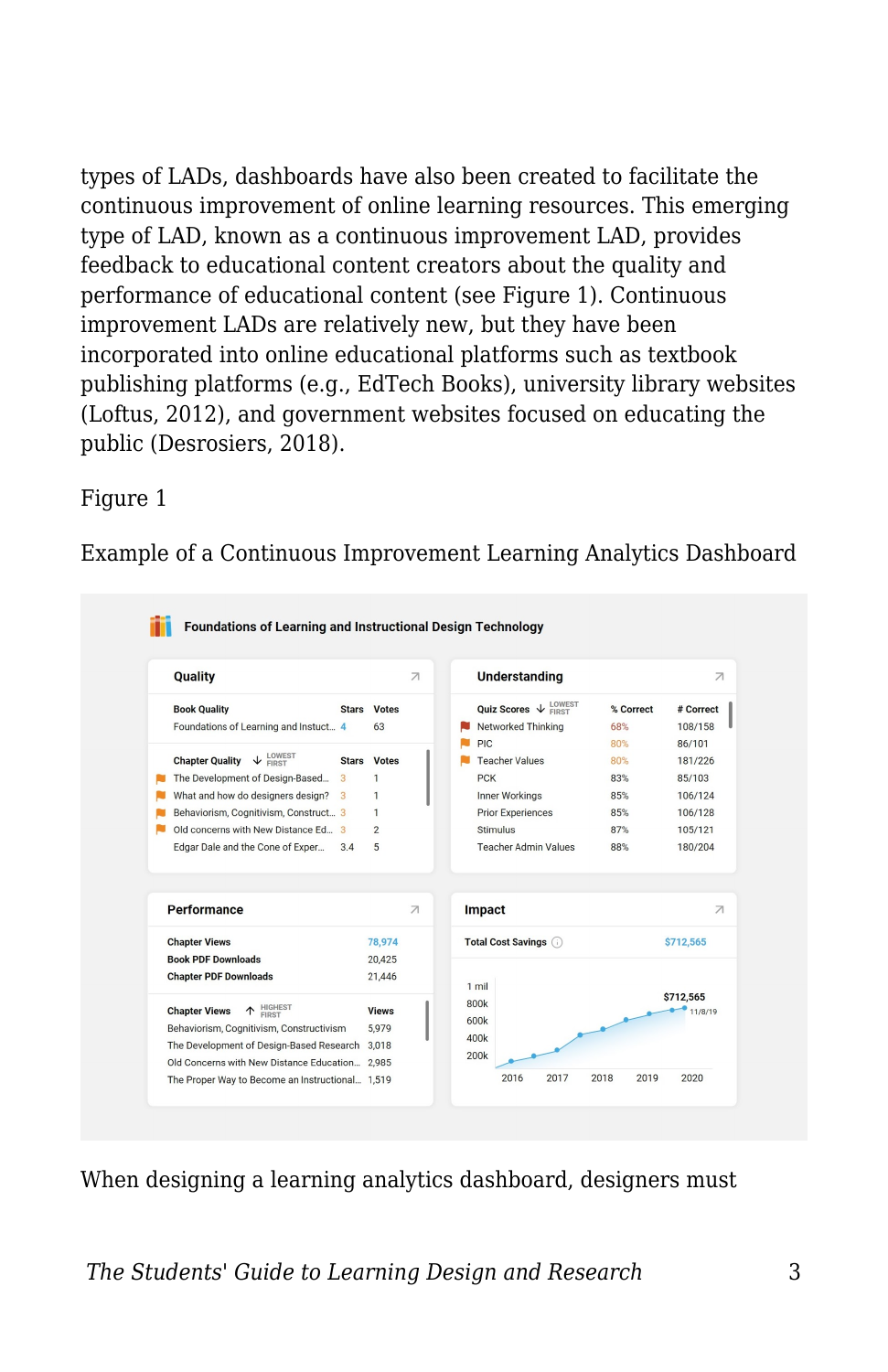types of LADs, dashboards have also been created to facilitate the continuous improvement of online learning resources. This emerging type of LAD, known as a continuous improvement LAD, provides feedback to educational content creators about the quality and performance of educational content (see Figure 1). Continuous improvement LADs are relatively new, but they have been incorporated into online educational platforms such as textbook publishing platforms (e.g., EdTech Books), university library websites (Loftus, 2012), and government websites focused on educating the public (Desrosiers, 2018).

Figure 1

Example of a Continuous Improvement Learning Analytics Dashboard

When designing a learning analytics dashboard, designers must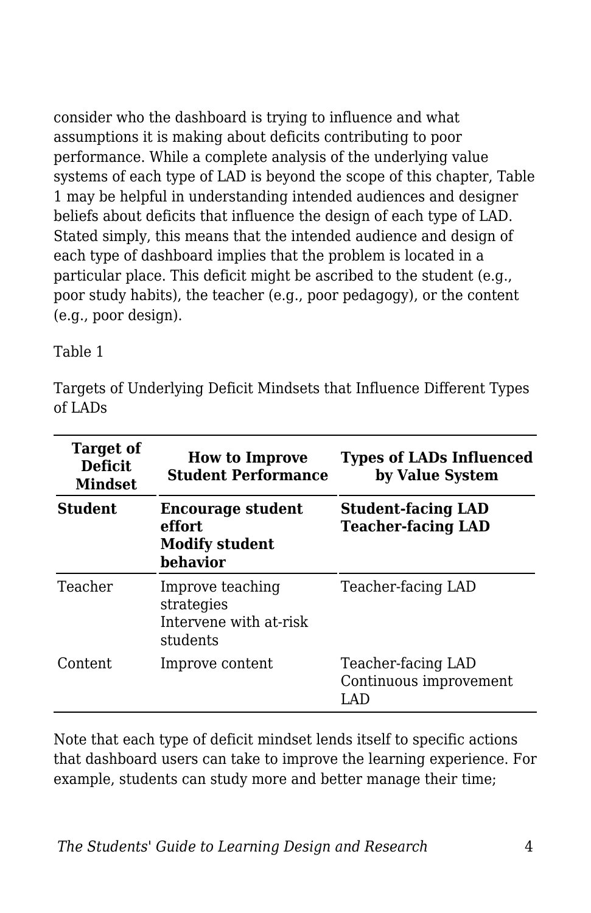consider who the dashboard is trying to influence and what assumptions it is making about deficits contributing to poor performance. While a complete analysis of the underlying value systems of each type of LAD is beyond the scope of this chapter, Table 1 may be helpful in understanding intended audiences and designer beliefs about deficits that influence the design of each type of LAD. Stated simply, this means that the intended audience and design of each type of dashboard implies that the problem is located in a particular place. This deficit might be ascribed to the student (e.g., poor study habits), the teacher (e.g., poor pedagogy), or the content (e.g., poor design).

Table 1

Targets of Underlying Deficit Mindsets that Influence Different Types of LADs

| Target of Deficit Mindset | How to Improve Student Performance | Types of LADs Influenced by Value System |
|---|---|---|
| **Student** | **Encourage student effort**<br>**Modify student behavior** | **Student-facing LAD**<br>**Teacher-facing LAD** |
| Teacher | Improve teaching strategies<br>Intervene with at-risk students | Teacher-facing LAD |
| Content | Improve content | Teacher-facing LAD<br>Continuous improvement LAD |

Note that each type of deficit mindset lends itself to specific actions that dashboard users can take to improve the learning experience. For example, students can study more and better manage their time;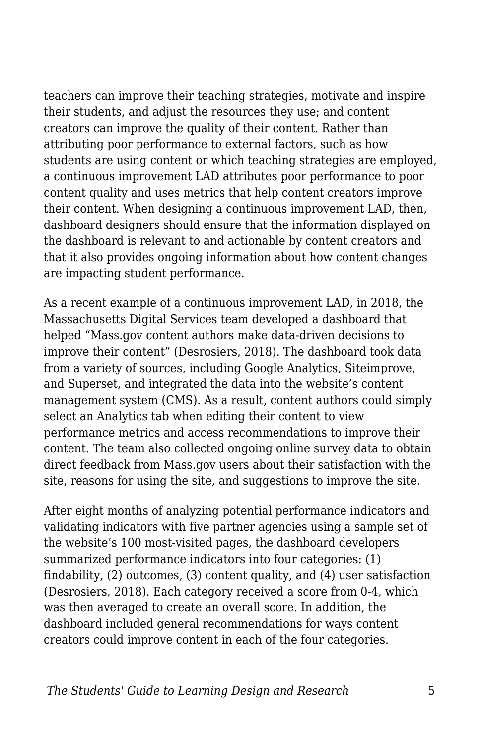teachers can improve their teaching strategies, motivate and inspire their students, and adjust the resources they use; and content creators can improve the quality of their content. Rather than attributing poor performance to external factors, such as how students are using content or which teaching strategies are employed, a continuous improvement LAD attributes poor performance to poor content quality and uses metrics that help content creators improve their content. When designing a continuous improvement LAD, then, dashboard designers should ensure that the information displayed on the dashboard is relevant to and actionable by content creators and that it also provides ongoing information about how content changes are impacting student performance.

As a recent example of a continuous improvement LAD, in 2018, the Massachusetts Digital Services team developed a dashboard that helped "Mass.gov content authors make data-driven decisions to improve their content" (Desrosiers, 2018). The dashboard took data from a variety of sources, including Google Analytics, Siteimprove, and Superset, and integrated the data into the website's content management system (CMS). As a result, content authors could simply select an Analytics tab when editing their content to view performance metrics and access recommendations to improve their content. The team also collected ongoing online survey data to obtain direct feedback from Mass.gov users about their satisfaction with the site, reasons for using the site, and suggestions to improve the site.

After eight months of analyzing potential performance indicators and validating indicators with five partner agencies using a sample set of the website's 100 most-visited pages, the dashboard developers summarized performance indicators into four categories: (1) findability, (2) outcomes, (3) content quality, and (4) user satisfaction (Desrosiers, 2018). Each category received a score from 0-4, which was then averaged to create an overall score. In addition, the dashboard included general recommendations for ways content creators could improve content in each of the four categories.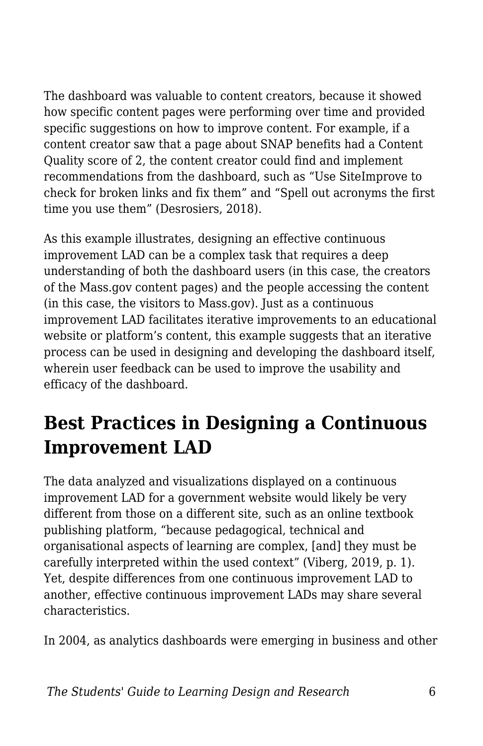The dashboard was valuable to content creators, because it showed how specific content pages were performing over time and provided specific suggestions on how to improve content. For example, if a content creator saw that a page about SNAP benefits had a Content Quality score of 2, the content creator could find and implement recommendations from the dashboard, such as “Use SiteImprove to check for broken links and fix them” and “Spell out acronyms the first time you use them” (Desrosiers, 2018).

As this example illustrates, designing an effective continuous improvement LAD can be a complex task that requires a deep understanding of both the dashboard users (in this case, the creators of the Mass.gov content pages) and the people accessing the content (in this case, the visitors to Mass.gov). Just as a continuous improvement LAD facilitates iterative improvements to an educational website or platform’s content, this example suggests that an iterative process can be used in designing and developing the dashboard itself, wherein user feedback can be used to improve the usability and efficacy of the dashboard.

## Best Practices in Designing a Continuous Improvement LAD

The data analyzed and visualizations displayed on a continuous improvement LAD for a government website would likely be very different from those on a different site, such as an online textbook publishing platform, “because pedagogical, technical and organisational aspects of learning are complex, [and] they must be carefully interpreted within the used context” (Viberg, 2019, p. 1). Yet, despite differences from one continuous improvement LAD to another, effective continuous improvement LADs may share several characteristics.

In 2004, as analytics dashboards were emerging in business and other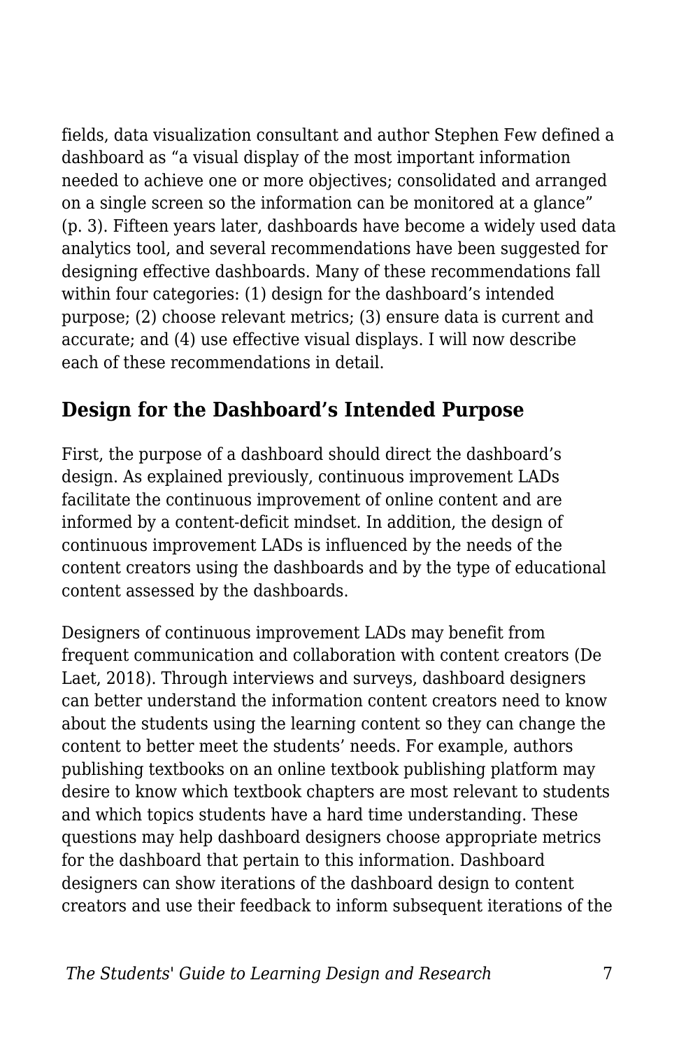fields, data visualization consultant and author Stephen Few defined a dashboard as “a visual display of the most important information needed to achieve one or more objectives; consolidated and arranged on a single screen so the information can be monitored at a glance” (p. 3). Fifteen years later, dashboards have become a widely used data analytics tool, and several recommendations have been suggested for designing effective dashboards. Many of these recommendations fall within four categories: (1) design for the dashboard’s intended purpose; (2) choose relevant metrics; (3) ensure data is current and accurate; and (4) use effective visual displays. I will now describe each of these recommendations in detail.

## Design for the Dashboard’s Intended Purpose

First, the purpose of a dashboard should direct the dashboard’s design. As explained previously, continuous improvement LADs facilitate the continuous improvement of online content and are informed by a content-deficit mindset. In addition, the design of continuous improvement LADs is influenced by the needs of the content creators using the dashboards and by the type of educational content assessed by the dashboards.

Designers of continuous improvement LADs may benefit from frequent communication and collaboration with content creators (De Laet, 2018). Through interviews and surveys, dashboard designers can better understand the information content creators need to know about the students using the learning content so they can change the content to better meet the students’ needs. For example, authors publishing textbooks on an online textbook publishing platform may desire to know which textbook chapters are most relevant to students and which topics students have a hard time understanding. These questions may help dashboard designers choose appropriate metrics for the dashboard that pertain to this information. Dashboard designers can show iterations of the dashboard design to content creators and use their feedback to inform subsequent iterations of the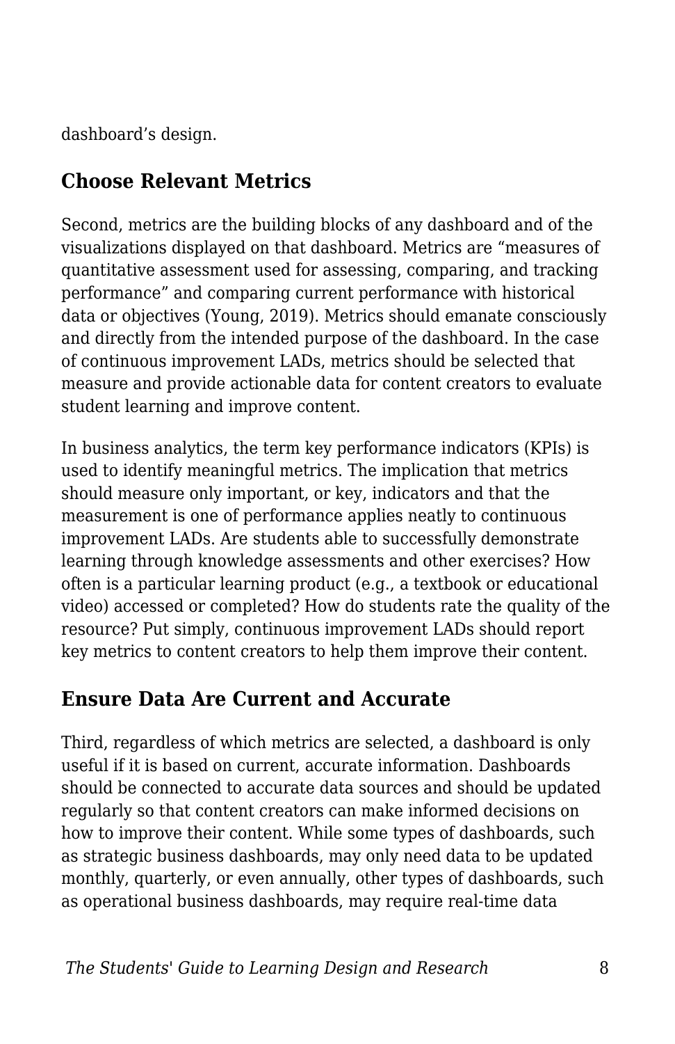dashboard’s design.

## Choose Relevant Metrics

Second, metrics are the building blocks of any dashboard and of the visualizations displayed on that dashboard. Metrics are “measures of quantitative assessment used for assessing, comparing, and tracking performance” and comparing current performance with historical data or objectives (Young, 2019). Metrics should emanate consciously and directly from the intended purpose of the dashboard. In the case of continuous improvement LADs, metrics should be selected that measure and provide actionable data for content creators to evaluate student learning and improve content.

In business analytics, the term key performance indicators (KPIs) is used to identify meaningful metrics. The implication that metrics should measure only important, or key, indicators and that the measurement is one of performance applies neatly to continuous improvement LADs. Are students able to successfully demonstrate learning through knowledge assessments and other exercises? How often is a particular learning product (e.g., a textbook or educational video) accessed or completed? How do students rate the quality of the resource? Put simply, continuous improvement LADs should report key metrics to content creators to help them improve their content.

## Ensure Data Are Current and Accurate

Third, regardless of which metrics are selected, a dashboard is only useful if it is based on current, accurate information. Dashboards should be connected to accurate data sources and should be updated regularly so that content creators can make informed decisions on how to improve their content. While some types of dashboards, such as strategic business dashboards, may only need data to be updated monthly, quarterly, or even annually, other types of dashboards, such as operational business dashboards, may require real-time data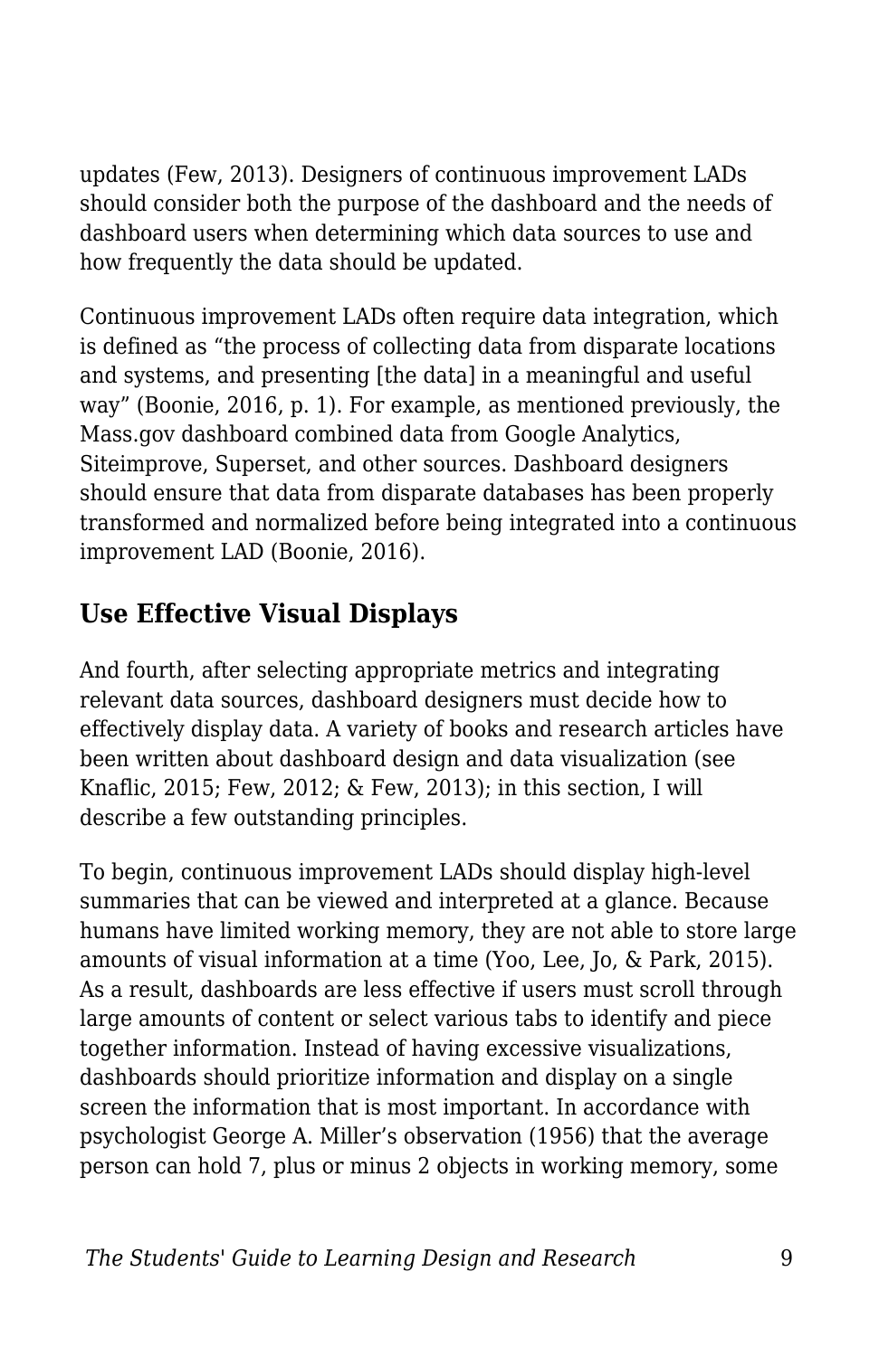updates (Few, 2013). Designers of continuous improvement LADs should consider both the purpose of the dashboard and the needs of dashboard users when determining which data sources to use and how frequently the data should be updated.

Continuous improvement LADs often require data integration, which is defined as "the process of collecting data from disparate locations and systems, and presenting [the data] in a meaningful and useful way" (Boonie, 2016, p. 1). For example, as mentioned previously, the Mass.gov dashboard combined data from Google Analytics, Siteimprove, Superset, and other sources. Dashboard designers should ensure that data from disparate databases has been properly transformed and normalized before being integrated into a continuous improvement LAD (Boonie, 2016).

## Use Effective Visual Displays

And fourth, after selecting appropriate metrics and integrating relevant data sources, dashboard designers must decide how to effectively display data. A variety of books and research articles have been written about dashboard design and data visualization (see Knaflic, 2015; Few, 2012; & Few, 2013); in this section, I will describe a few outstanding principles.

To begin, continuous improvement LADs should display high-level summaries that can be viewed and interpreted at a glance. Because humans have limited working memory, they are not able to store large amounts of visual information at a time (Yoo, Lee, Jo, & Park, 2015). As a result, dashboards are less effective if users must scroll through large amounts of content or select various tabs to identify and piece together information. Instead of having excessive visualizations, dashboards should prioritize information and display on a single screen the information that is most important. In accordance with psychologist George A. Miller's observation (1956) that the average person can hold 7, plus or minus 2 objects in working memory, some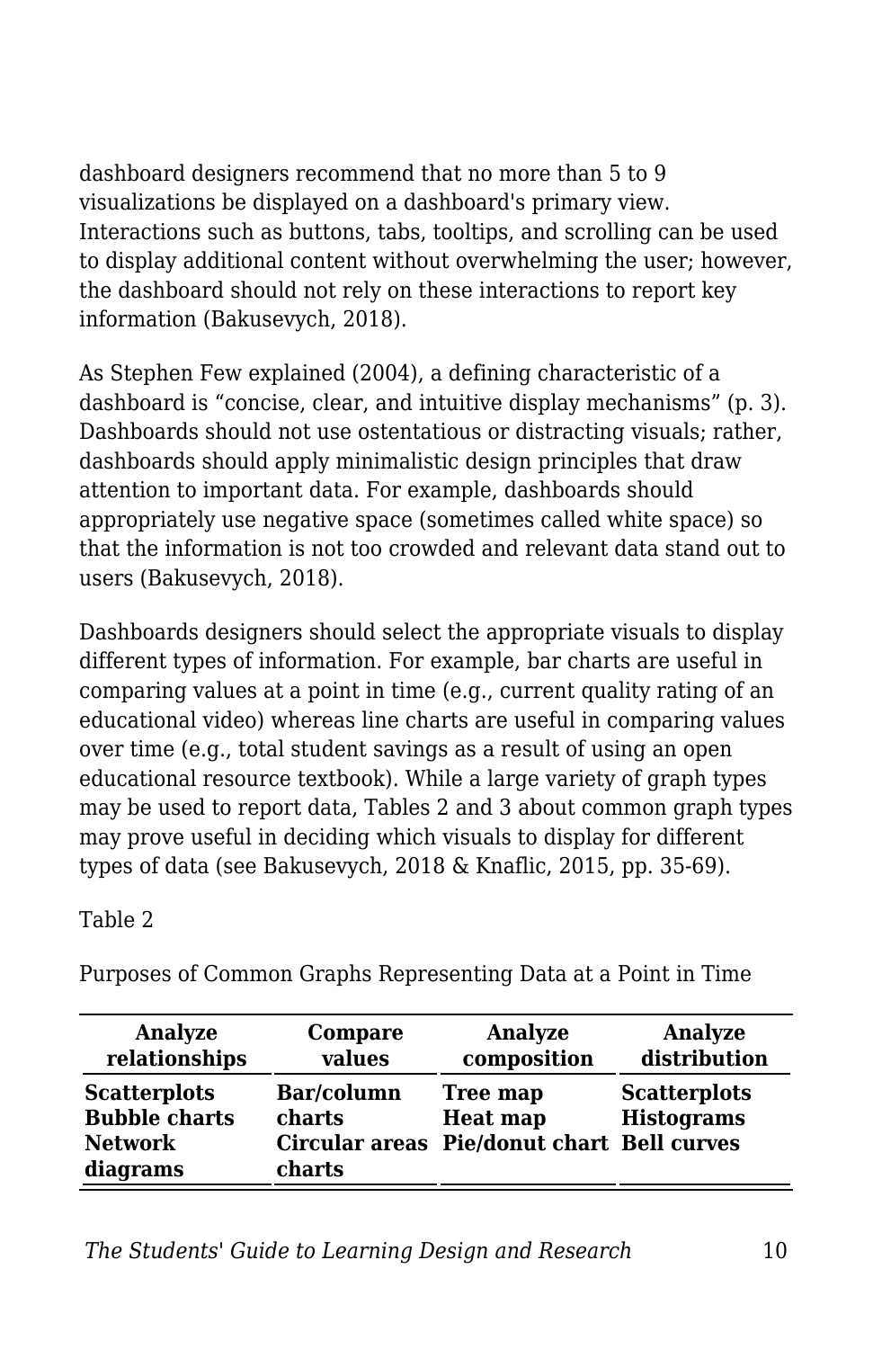dashboard designers recommend that no more than 5 to 9 visualizations be displayed on a dashboard's primary view. Interactions such as buttons, tabs, tooltips, and scrolling can be used to display additional content without overwhelming the user; however, the dashboard should not rely on these interactions to report key information (Bakusevych, 2018).

As Stephen Few explained (2004), a defining characteristic of a dashboard is “concise, clear, and intuitive display mechanisms” (p. 3). Dashboards should not use ostentatious or distracting visuals; rather, dashboards should apply minimalistic design principles that draw attention to important data. For example, dashboards should appropriately use negative space (sometimes called white space) so that the information is not too crowded and relevant data stand out to users (Bakusevych, 2018).

Dashboards designers should select the appropriate visuals to display different types of information. For example, bar charts are useful in comparing values at a point in time (e.g., current quality rating of an educational video) whereas line charts are useful in comparing values over time (e.g., total student savings as a result of using an open educational resource textbook). While a large variety of graph types may be used to report data, Tables 2 and 3 about common graph types may prove useful in deciding which visuals to display for different types of data (see Bakusevych, 2018 & Knaflic, 2015, pp. 35-69).

Table 2

Purposes of Common Graphs Representing Data at a Point in Time

| Analyze relationships | Compare values | Analyze composition | Analyze distribution |
|---|---|---|---|
| **Scatterplots**<br>**Bubble charts**<br>**Network diagrams** | **Bar/column charts**<br>**Circular areas charts** | **Tree map**<br>**Heat map**<br>**Pie/donut chart** | **Scatterplots**<br>**Histograms**<br>**Bell curves** |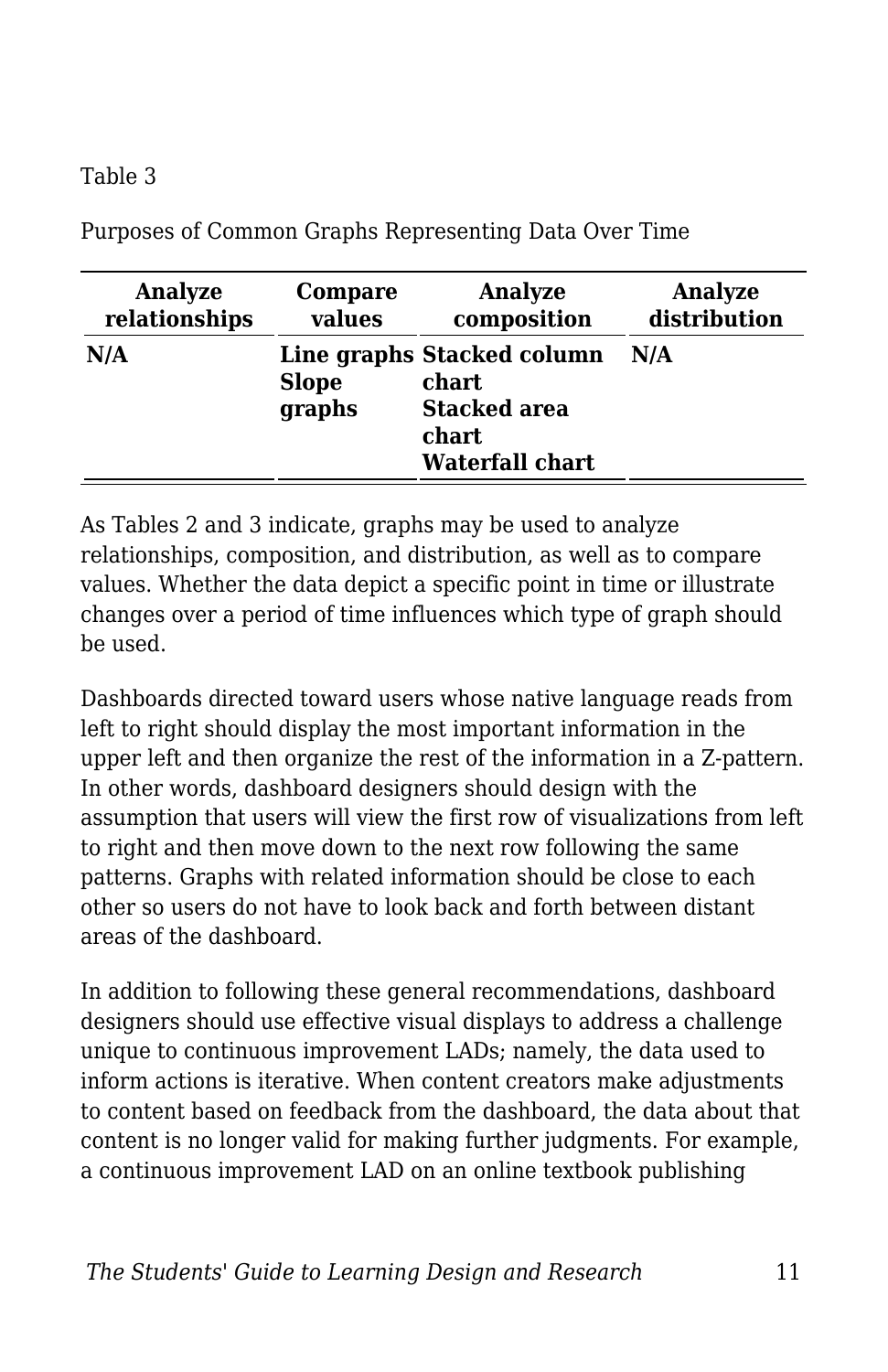Table 3

Purposes of Common Graphs Representing Data Over Time

| Analyze relationships | Compare values | Analyze composition | Analyze distribution |
|---|---|---|---|
| **N/A** | **Line graphs** **Slope graphs** | **Stacked column chart** **Stacked area chart** **Waterfall chart** | **N/A** |

As Tables 2 and 3 indicate, graphs may be used to analyze relationships, composition, and distribution, as well as to compare values. Whether the data depict a specific point in time or illustrate changes over a period of time influences which type of graph should be used.

Dashboards directed toward users whose native language reads from left to right should display the most important information in the upper left and then organize the rest of the information in a Z-pattern. In other words, dashboard designers should design with the assumption that users will view the first row of visualizations from left to right and then move down to the next row following the same patterns. Graphs with related information should be close to each other so users do not have to look back and forth between distant areas of the dashboard.

In addition to following these general recommendations, dashboard designers should use effective visual displays to address a challenge unique to continuous improvement LADs; namely, the data used to inform actions is iterative. When content creators make adjustments to content based on feedback from the dashboard, the data about that content is no longer valid for making further judgments. For example, a continuous improvement LAD on an online textbook publishing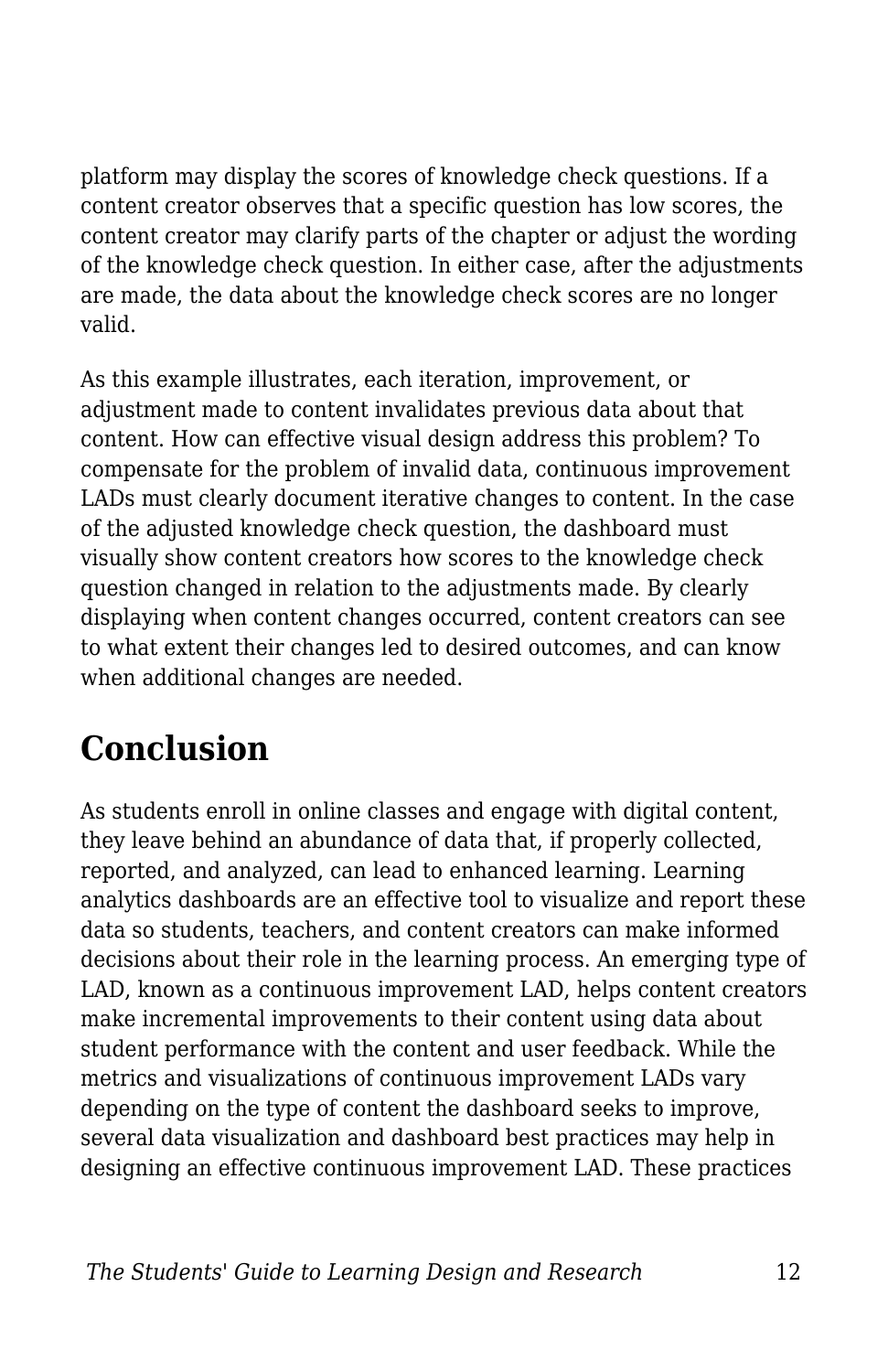platform may display the scores of knowledge check questions. If a content creator observes that a specific question has low scores, the content creator may clarify parts of the chapter or adjust the wording of the knowledge check question. In either case, after the adjustments are made, the data about the knowledge check scores are no longer valid.

As this example illustrates, each iteration, improvement, or adjustment made to content invalidates previous data about that content. How can effective visual design address this problem? To compensate for the problem of invalid data, continuous improvement LADs must clearly document iterative changes to content. In the case of the adjusted knowledge check question, the dashboard must visually show content creators how scores to the knowledge check question changed in relation to the adjustments made. By clearly displaying when content changes occurred, content creators can see to what extent their changes led to desired outcomes, and can know when additional changes are needed.

## Conclusion

As students enroll in online classes and engage with digital content, they leave behind an abundance of data that, if properly collected, reported, and analyzed, can lead to enhanced learning. Learning analytics dashboards are an effective tool to visualize and report these data so students, teachers, and content creators can make informed decisions about their role in the learning process. An emerging type of LAD, known as a continuous improvement LAD, helps content creators make incremental improvements to their content using data about student performance with the content and user feedback. While the metrics and visualizations of continuous improvement LADs vary depending on the type of content the dashboard seeks to improve, several data visualization and dashboard best practices may help in designing an effective continuous improvement LAD. These practices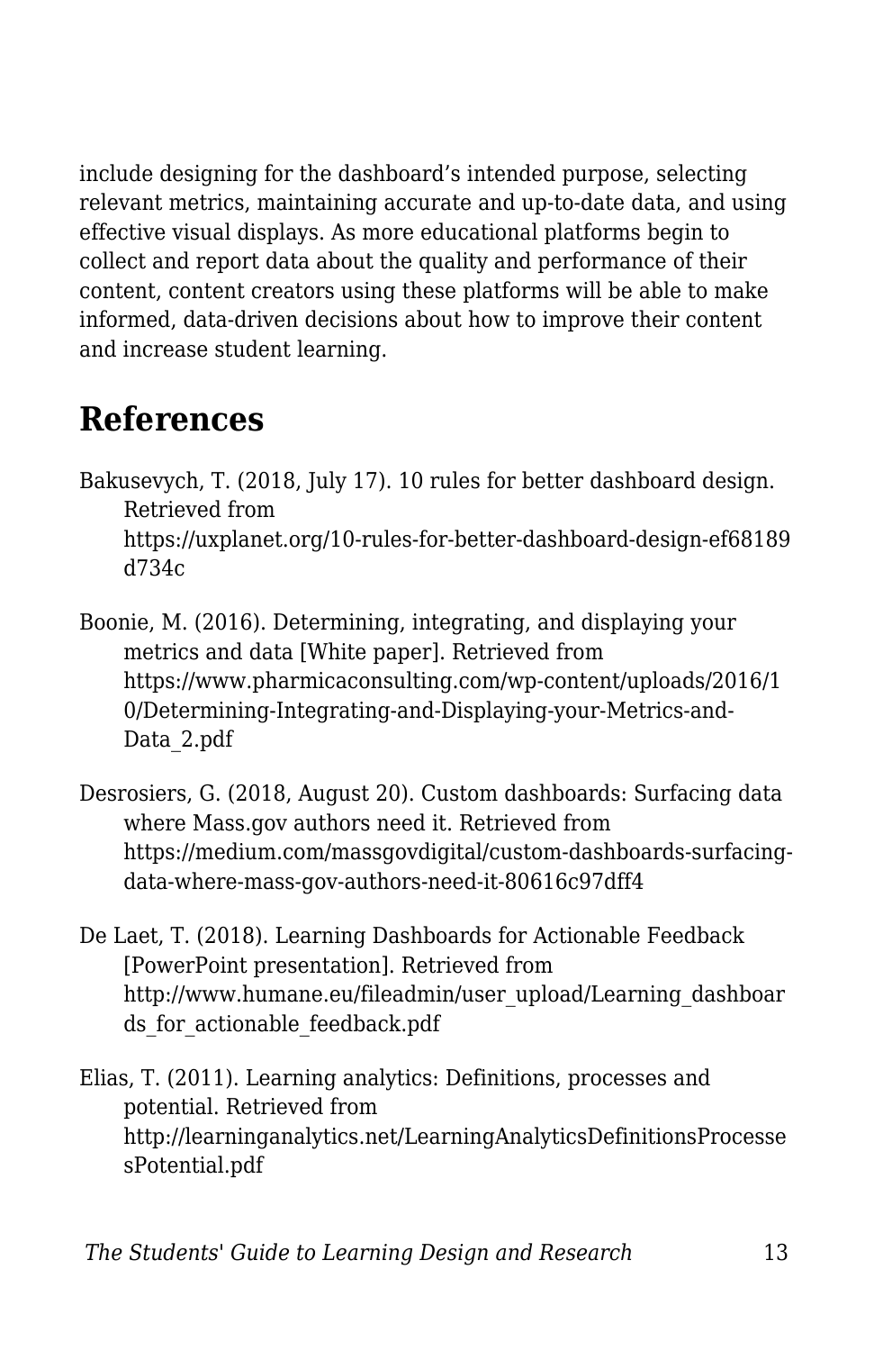include designing for the dashboard’s intended purpose, selecting relevant metrics, maintaining accurate and up-to-date data, and using effective visual displays. As more educational platforms begin to collect and report data about the quality and performance of their content, content creators using these platforms will be able to make informed, data-driven decisions about how to improve their content and increase student learning.

## References

Bakusevych, T. (2018, July 17). 10 rules for better dashboard design. Retrieved from https://uxplanet.org/10-rules-for-better-dashboard-design-ef68189d734c

Boonie, M. (2016). Determining, integrating, and displaying your metrics and data [White paper]. Retrieved from https://www.pharmicaconsulting.com/wp-content/uploads/2016/10/Determining-Integrating-and-Displaying-your-Metrics-and-Data_2.pdf

Desrosiers, G. (2018, August 20). Custom dashboards: Surfacing data where Mass.gov authors need it. Retrieved from https://medium.com/massgovdigital/custom-dashboards-surfacing-data-where-mass-gov-authors-need-it-80616c97dff4

De Laet, T. (2018). Learning Dashboards for Actionable Feedback [PowerPoint presentation]. Retrieved from http://www.humane.eu/fileadmin/user_upload/Learning_dashboards_for_actionable_feedback.pdf

Elias, T. (2011). Learning analytics: Definitions, processes and potential. Retrieved from http://learninganalytics.net/LearningAnalyticsDefinitionsProcessesPotential.pdf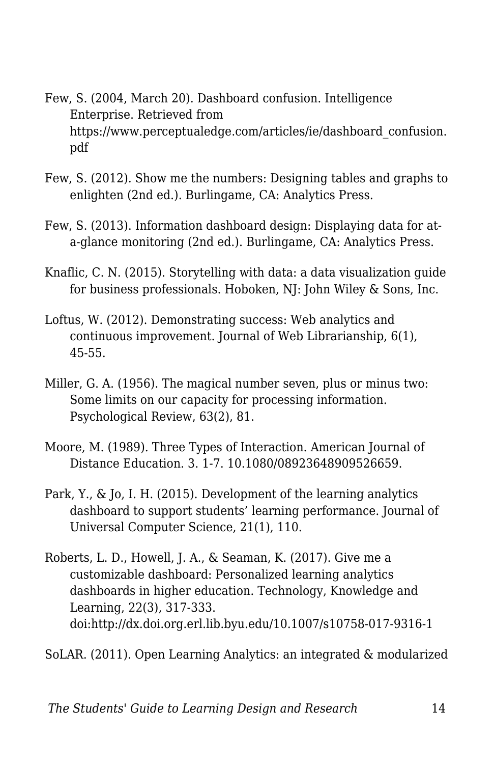Few, S. (2004, March 20). Dashboard confusion. Intelligence Enterprise. Retrieved from https://www.perceptualedge.com/articles/ie/dashboard_confusion.pdf

Few, S. (2012). Show me the numbers: Designing tables and graphs to enlighten (2nd ed.). Burlingame, CA: Analytics Press.

Few, S. (2013). Information dashboard design: Displaying data for at-a-glance monitoring (2nd ed.). Burlingame, CA: Analytics Press.

Knaflic, C. N. (2015). Storytelling with data: a data visualization guide for business professionals. Hoboken, NJ: John Wiley & Sons, Inc.

Loftus, W. (2012). Demonstrating success: Web analytics and continuous improvement. Journal of Web Librarianship, 6(1), 45-55.

Miller, G. A. (1956). The magical number seven, plus or minus two: Some limits on our capacity for processing information. Psychological Review, 63(2), 81.

Moore, M. (1989). Three Types of Interaction. American Journal of Distance Education. 3. 1-7. 10.1080/08923648909526659.

Park, Y., & Jo, I. H. (2015). Development of the learning analytics dashboard to support students' learning performance. Journal of Universal Computer Science, 21(1), 110.

Roberts, L. D., Howell, J. A., & Seaman, K. (2017). Give me a customizable dashboard: Personalized learning analytics dashboards in higher education. Technology, Knowledge and Learning, 22(3), 317-333. doi:http://dx.doi.org.erl.lib.byu.edu/10.1007/s10758-017-9316-1

SoLAR. (2011). Open Learning Analytics: an integrated & modularized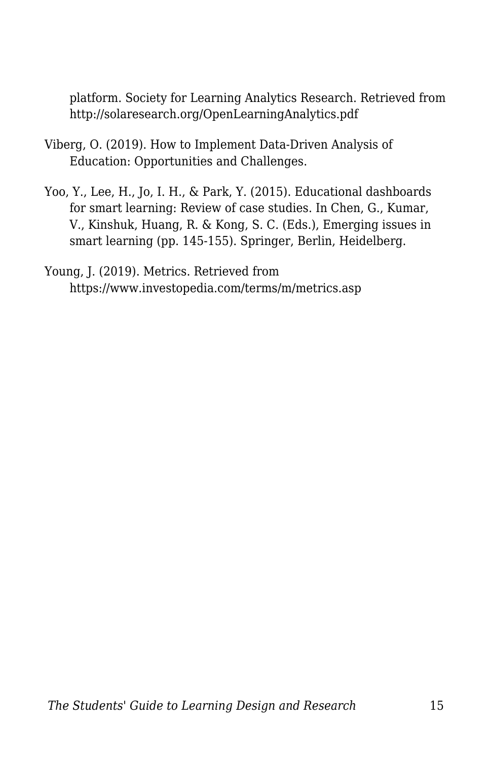platform. Society for Learning Analytics Research. Retrieved from http://solaresearch.org/OpenLearningAnalytics.pdf

Viberg, O. (2019). How to Implement Data-Driven Analysis of Education: Opportunities and Challenges.

Yoo, Y., Lee, H., Jo, I. H., & Park, Y. (2015). Educational dashboards for smart learning: Review of case studies. In Chen, G., Kumar, V., Kinshuk, Huang, R. & Kong, S. C. (Eds.), Emerging issues in smart learning (pp. 145-155). Springer, Berlin, Heidelberg.

Young, J. (2019). Metrics. Retrieved from https://www.investopedia.com/terms/m/metrics.asp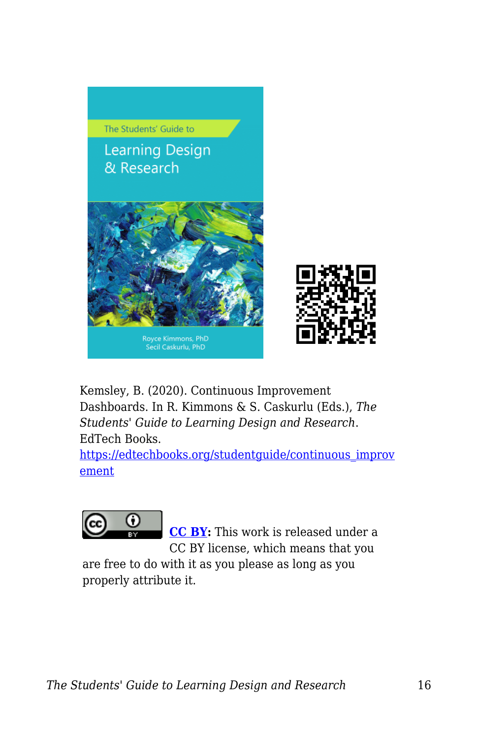Kemsley, B. (2020). Continuous Improvement Dashboards. In R. Kimmons & S. Caskurlu (Eds.), *The Students' Guide to Learning Design and Research*. EdTech Books. https://edtechbooks.org/studentguide/continuous_improvement

**CC BY:** This work is released under a CC BY license, which means that you are free to do with it as you please as long as you properly attribute it.